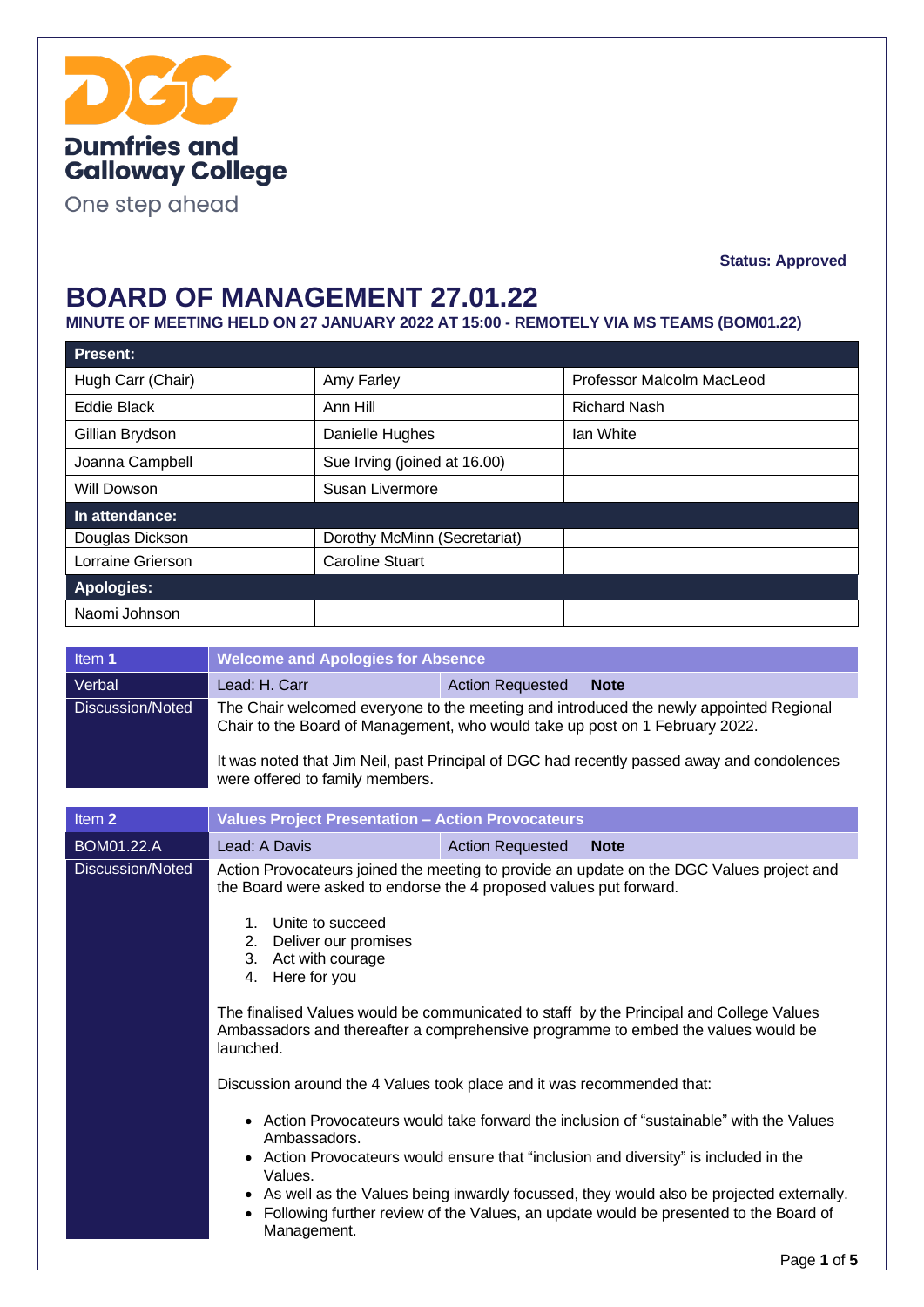Dumfries and Galloway College

One step ahead

**Status: Approved**

# BOARD OF MANAGEMENT 27.01.22

**MINUTE OF MEETING HELD ON 27 JANUARY 2022 AT 15:00 - REMOTELY VIA MS TEAMS (BOM01.22)**

| **Present:** | | |
|---|---|---|
| Hugh Carr (Chair) | Amy Farley | Professor Malcolm MacLeod |
| Eddie Black | Ann Hill | Richard Nash |
| Gillian Brydson | Danielle Hughes | Ian White |
| Joanna Campbell | Sue Irving (joined at 16.00) | |
| Will Dowson | Susan Livermore | |
| **In attendance:** | | |
| Douglas Dickson | Dorothy McMinn (Secretariat) | |
| Lorraine Grierson | Caroline Stuart | |
| **Apologies:** | | |
| Naomi Johnson | | |

| Item **1** | **Welcome and Apologies for Absence** | | |
|---|---|---|---|
| Verbal | Lead: H. Carr | Action Requested | **Note** |
| Discussion/Noted | The Chair welcomed everyone to the meeting and introduced the newly appointed Regional Chair to the Board of Management, who would take up post on 1 February 2022.<br><br>It was noted that Jim Neil, past Principal of DGC had recently passed away and condolences were offered to family members. | | |

| Item **2** | **Values Project Presentation – Action Provocateurs** | | |
|---|---|---|---|
| BOM01.22.A | Lead: A Davis | Action Requested | **Note** |
| Discussion/Noted | Action Provocateurs joined the meeting to provide an update on the DGC Values project and the Board were asked to endorse the 4 proposed values put forward.<br><br>1. Unite to succeed<br>2. Deliver our promises<br>3. Act with courage<br>4. Here for you<br><br>The finalised Values would be communicated to staff by the Principal and College Values Ambassadors and thereafter a comprehensive programme to embed the values would be launched.<br><br>Discussion around the 4 Values took place and it was recommended that:<br><br>• Action Provocateurs would take forward the inclusion of "sustainable" with the Values Ambassadors.<br>• Action Provocateurs would ensure that "inclusion and diversity" is included in the Values.<br>• As well as the Values being inwardly focussed, they would also be projected externally.<br>• Following further review of the Values, an update would be presented to the Board of Management. | | |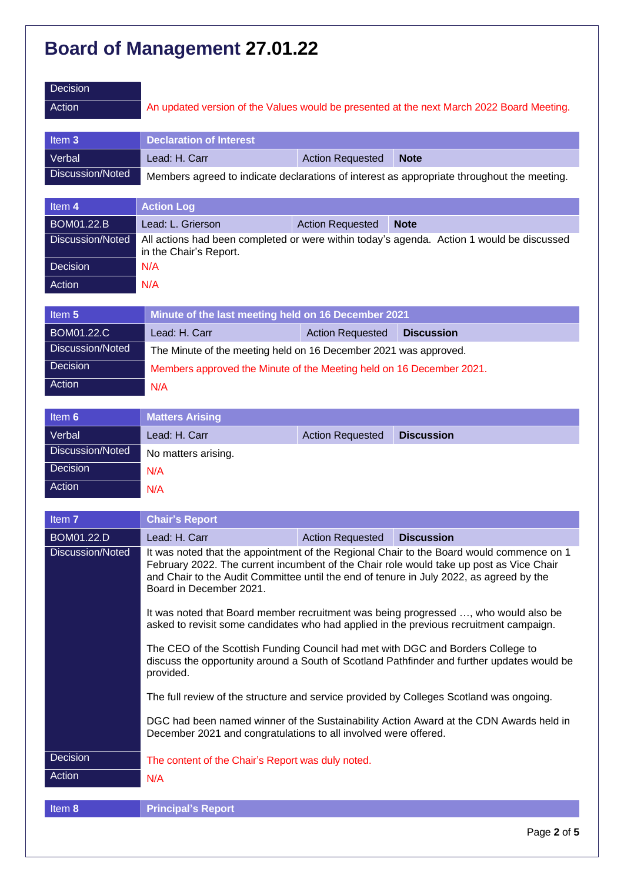# Board of Management 27.01.22

| Decision | |
|---|---|
| Action | An updated version of the Values would be presented at the next March 2022 Board Meeting. |

| Item 3 | Declaration of Interest | | |
|---|---|---|---|
| Verbal | Lead: H. Carr | Action Requested | **Note** |
| Discussion/Noted | Members agreed to indicate declarations of interest as appropriate throughout the meeting. | | |

| Item 4 | Action Log | | |
|---|---|---|---|
| BOM01.22.B | Lead: L. Grierson | Action Requested | **Note** |
| Discussion/Noted | All actions had been completed or were within today's agenda. Action 1 would be discussed in the Chair's Report. | | |
| Decision | N/A | | |
| Action | N/A | | |

| Item 5 | Minute of the last meeting held on 16 December 2021 | | |
|---|---|---|---|
| BOM01.22.C | Lead: H. Carr | Action Requested | **Discussion** |
| Discussion/Noted | The Minute of the meeting held on 16 December 2021 was approved. | | |
| Decision | Members approved the Minute of the Meeting held on 16 December 2021. | | |
| Action | N/A | | |

| Item 6 | Matters Arising | | |
|---|---|---|---|
| Verbal | Lead: H. Carr | Action Requested | **Discussion** |
| Discussion/Noted | No matters arising. | | |
| Decision | N/A | | |
| Action | N/A | | |

| Item 7 | Chair's Report | | |
|---|---|---|---|
| BOM01.22.D | Lead: H. Carr | Action Requested | **Discussion** |
| Discussion/Noted | It was noted that the appointment of the Regional Chair to the Board would commence on 1 February 2022. The current incumbent of the Chair role would take up post as Vice Chair and Chair to the Audit Committee until the end of tenure in July 2022, as agreed by the Board in December 2021.<br><br>It was noted that Board member recruitment was being progressed …, who would also be asked to revisit some candidates who had applied in the previous recruitment campaign.<br><br>The CEO of the Scottish Funding Council had met with DGC and Borders College to discuss the opportunity around a South of Scotland Pathfinder and further updates would be provided.<br><br>The full review of the structure and service provided by Colleges Scotland was ongoing.<br><br>DGC had been named winner of the Sustainability Action Award at the CDN Awards held in December 2021 and congratulations to all involved were offered. | | |
| Decision | The content of the Chair's Report was duly noted. | | |
| Action | N/A | | |

| Item 8 | Principal's Report |
|---|---|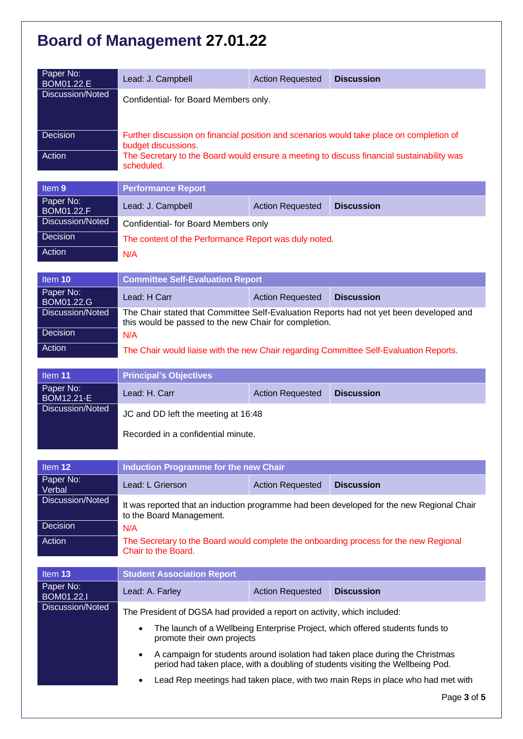# Board of Management 27.01.22

| Paper No: BOM01.22.E | Lead: J. Campbell | Action Requested | Discussion |
|---|---|---|---|
| Discussion/Noted | Confidential- for Board Members only. | | |
| Decision | Further discussion on financial position and scenarios would take place on completion of budget discussions. | | |
| Action | The Secretary to the Board would ensure a meeting to discuss financial sustainability was scheduled. | | |

| Item 9 | Performance Report | | |
|---|---|---|---|
| Paper No: BOM01.22.F | Lead: J. Campbell | Action Requested | Discussion |
| Discussion/Noted | Confidential- for Board Members only | | |
| Decision | The content of the Performance Report was duly noted. | | |
| Action | N/A | | |

| Item 10 | Committee Self-Evaluation Report | | |
|---|---|---|---|
| Paper No: BOM01.22.G | Lead: H Carr | Action Requested | Discussion |
| Discussion/Noted | The Chair stated that Committee Self-Evaluation Reports had not yet been developed and this would be passed to the new Chair for completion. | | |
| Decision | N/A | | |
| Action | The Chair would liaise with the new Chair regarding Committee Self-Evaluation Reports. | | |

| Item 11 | Principal's Objectives | | |
|---|---|---|---|
| Paper No: BOM12.21-E | Lead: H. Carr | Action Requested | Discussion |
| Discussion/Noted | JC and DD left the meeting at 16:48<br><br>Recorded in a confidential minute. | | |

| Item 12 | Induction Programme for the new Chair | | |
|---|---|---|---|
| Paper No: Verbal | Lead: L Grierson | Action Requested | Discussion |
| Discussion/Noted | It was reported that an induction programme had been developed for the new Regional Chair to the Board Management. | | |
| Decision | N/A | | |
| Action | The Secretary to the Board would complete the onboarding process for the new Regional Chair to the Board. | | |

| Item 13 | Student Association Report | | |
|---|---|---|---|
| Paper No: BOM01.22.I | Lead: A. Farley | Action Requested | Discussion |
| Discussion/Noted | The President of DGSA had provided a report on activity, which included:<br>• The launch of a Wellbeing Enterprise Project, which offered students funds to promote their own projects<br>• A campaign for students around isolation had taken place during the Christmas period had taken place, with a doubling of students visiting the Wellbeing Pod.<br>• Lead Rep meetings had taken place, with two main Reps in place who had met with | | |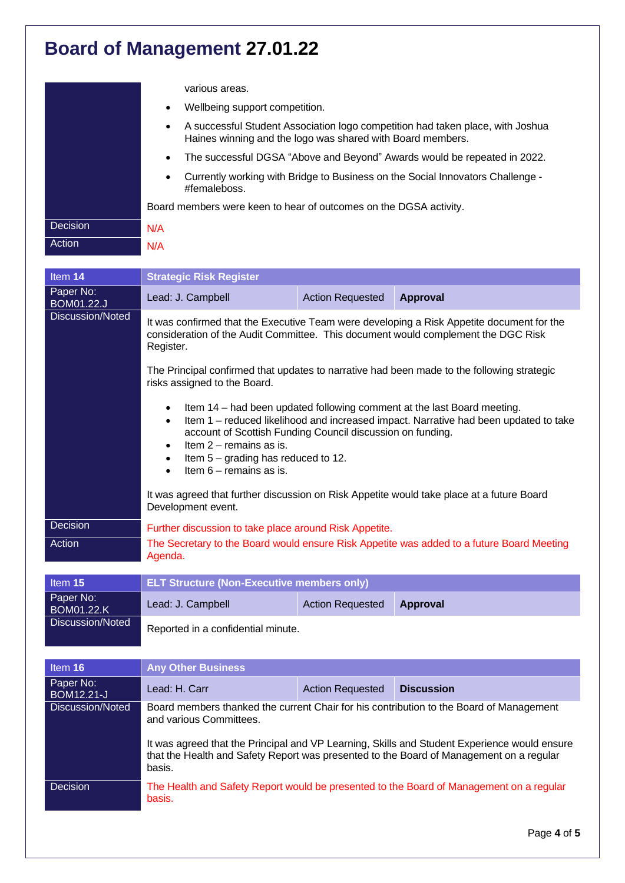# Board of Management 27.01.22

| | |
|---|---|
| | various areas.<br>• Wellbeing support competition.<br>• A successful Student Association logo competition had taken place, with Joshua Haines winning and the logo was shared with Board members.<br>• The successful DGSA "Above and Beyond" Awards would be repeated in 2022.<br>• Currently working with Bridge to Business on the Social Innovators Challenge - #femaleboss.<br><br>Board members were keen to hear of outcomes on the DGSA activity. |
| Decision | N/A |
| Action | N/A |

| Item 14 | Strategic Risk Register | | |
|---|---|---|---|
| Paper No: BOM01.22.J | Lead: J. Campbell | Action Requested | **Approval** |
| Discussion/Noted | It was confirmed that the Executive Team were developing a Risk Appetite document for the consideration of the Audit Committee. This document would complement the DGC Risk Register.<br><br>The Principal confirmed that updates to narrative had been made to the following strategic risks assigned to the Board.<br><br>• Item 14 – had been updated following comment at the last Board meeting.<br>• Item 1 – reduced likelihood and increased impact. Narrative had been updated to take account of Scottish Funding Council discussion on funding.<br>• Item 2 – remains as is.<br>• Item 5 – grading has reduced to 12.<br>• Item 6 – remains as is.<br><br>It was agreed that further discussion on Risk Appetite would take place at a future Board Development event. | | |
| Decision | Further discussion to take place around Risk Appetite. | | |
| Action | The Secretary to the Board would ensure Risk Appetite was added to a future Board Meeting Agenda. | | |

| Item 15 | ELT Structure (Non-Executive members only) | | |
|---|---|---|---|
| Paper No: BOM01.22.K | Lead: J. Campbell | Action Requested | **Approval** |
| Discussion/Noted | Reported in a confidential minute. | | |

| Item 16 | Any Other Business | | |
|---|---|---|---|
| Paper No: BOM12.21-J | Lead: H. Carr | Action Requested | **Discussion** |
| Discussion/Noted | Board members thanked the current Chair for his contribution to the Board of Management and various Committees.<br><br>It was agreed that the Principal and VP Learning, Skills and Student Experience would ensure that the Health and Safety Report was presented to the Board of Management on a regular basis. | | |
| Decision | The Health and Safety Report would be presented to the Board of Management on a regular basis. | | |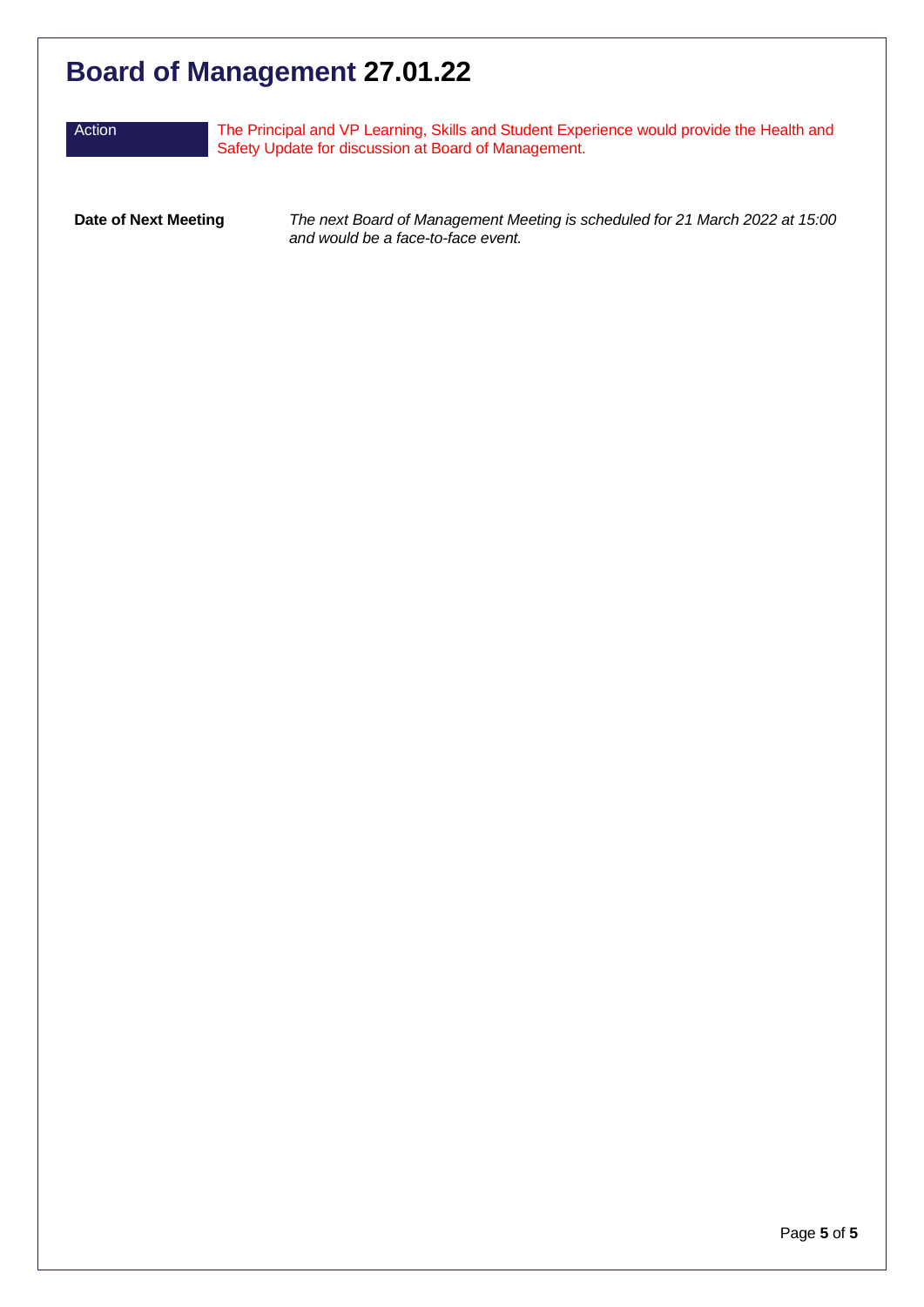# Board of Management 27.01.22

| | |
|---|---|
| Action | The Principal and VP Learning, Skills and Student Experience would provide the Health and Safety Update for discussion at Board of Management. |

**Date of Next Meeting** *The next Board of Management Meeting is scheduled for 21 March 2022 at 15:00 and would be a face-to-face event.*